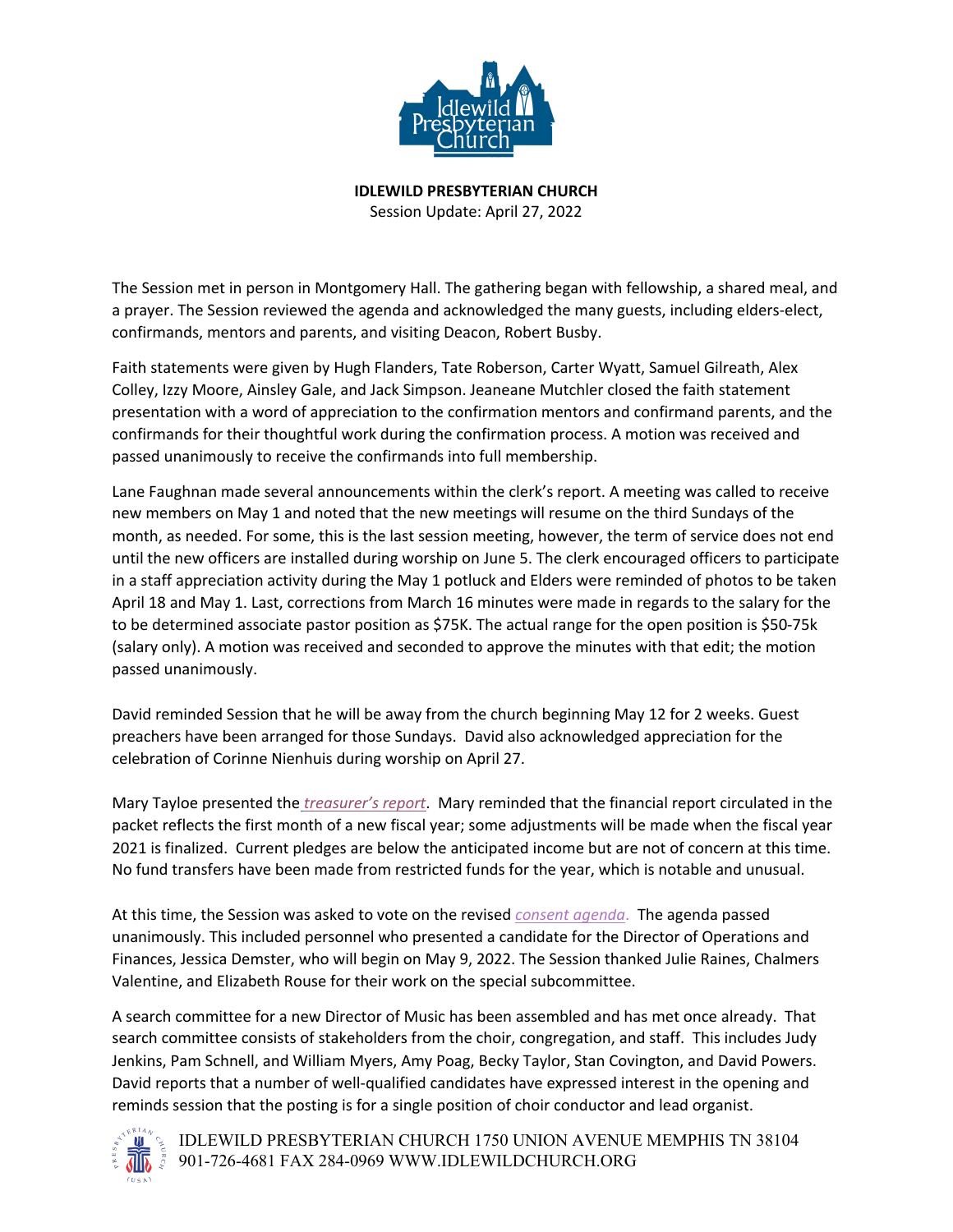**IDLEWILD PRESBYTERIAN CHURCH**
Session Update: April 27, 2022

The Session met in person in Montgomery Hall. The gathering began with fellowship, a shared meal, and a prayer. The Session reviewed the agenda and acknowledged the many guests, including elders-elect, confirmands, mentors and parents, and visiting Deacon, Robert Busby.

Faith statements were given by Hugh Flanders, Tate Roberson, Carter Wyatt, Samuel Gilreath, Alex Colley, Izzy Moore, Ainsley Gale, and Jack Simpson. Jeaneane Mutchler closed the faith statement presentation with a word of appreciation to the confirmation mentors and confirmand parents, and the confirmands for their thoughtful work during the confirmation process. A motion was received and passed unanimously to receive the confirmands into full membership.

Lane Faughnan made several announcements within the clerk's report. A meeting was called to receive new members on May 1 and noted that the new meetings will resume on the third Sundays of the month, as needed. For some, this is the last session meeting, however, the term of service does not end until the new officers are installed during worship on June 5. The clerk encouraged officers to participate in a staff appreciation activity during the May 1 potluck and Elders were reminded of photos to be taken April 18 and May 1. Last, corrections from March 16 minutes were made in regards to the salary for the to be determined associate pastor position as $75K. The actual range for the open position is $50-75k (salary only). A motion was received and seconded to approve the minutes with that edit; the motion passed unanimously.

David reminded Session that he will be away from the church beginning May 12 for 2 weeks. Guest preachers have been arranged for those Sundays. David also acknowledged appreciation for the celebration of Corinne Nienhuis during worship on April 27.

Mary Tayloe presented the *treasurer's report*. Mary reminded that the financial report circulated in the packet reflects the first month of a new fiscal year; some adjustments will be made when the fiscal year 2021 is finalized. Current pledges are below the anticipated income but are not of concern at this time. No fund transfers have been made from restricted funds for the year, which is notable and unusual.

At this time, the Session was asked to vote on the revised *consent agenda*. The agenda passed unanimously. This included personnel who presented a candidate for the Director of Operations and Finances, Jessica Demster, who will begin on May 9, 2022. The Session thanked Julie Raines, Chalmers Valentine, and Elizabeth Rouse for their work on the special subcommittee.

A search committee for a new Director of Music has been assembled and has met once already. That search committee consists of stakeholders from the choir, congregation, and staff. This includes Judy Jenkins, Pam Schnell, and William Myers, Amy Poag, Becky Taylor, Stan Covington, and David Powers. David reports that a number of well-qualified candidates have expressed interest in the opening and reminds session that the posting is for a single position of choir conductor and lead organist.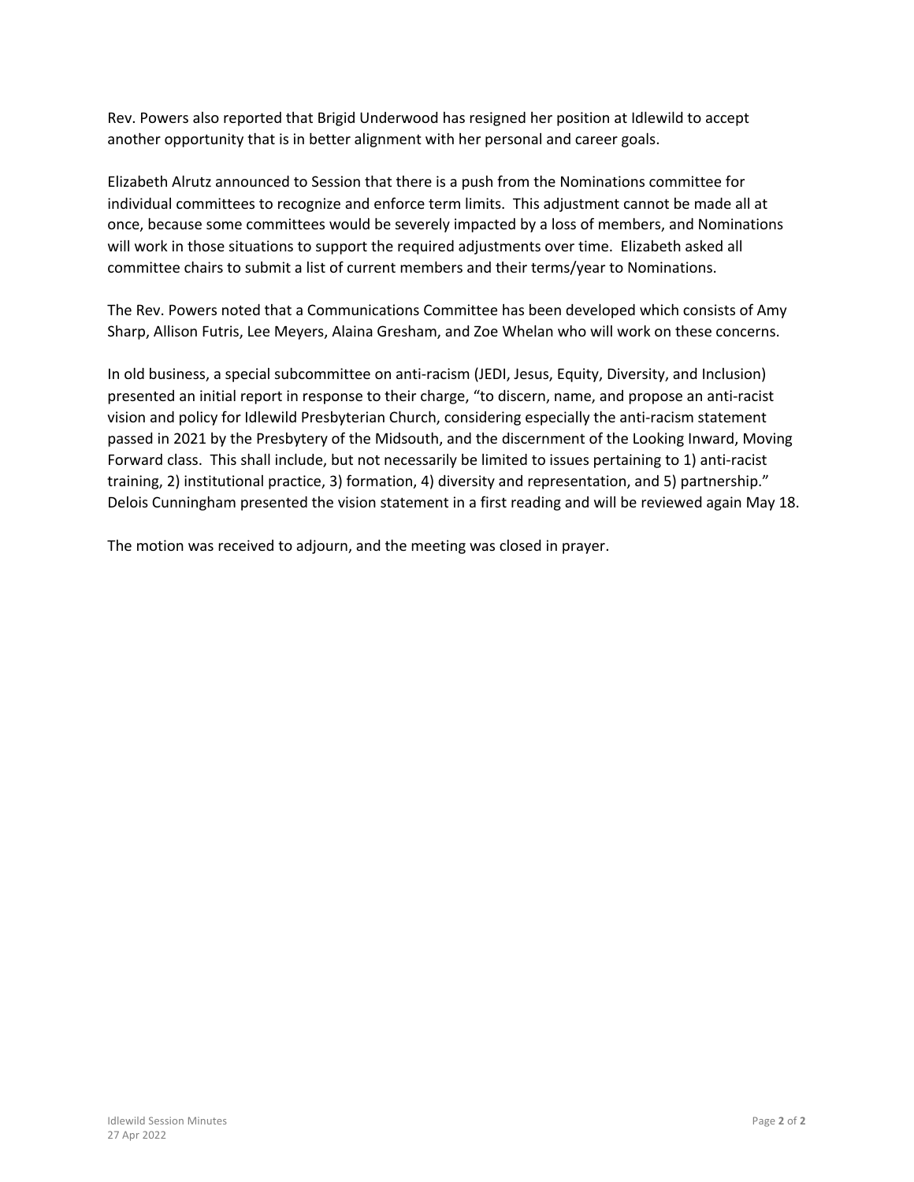Rev. Powers also reported that Brigid Underwood has resigned her position at Idlewild to accept another opportunity that is in better alignment with her personal and career goals.

Elizabeth Alrutz announced to Session that there is a push from the Nominations committee for individual committees to recognize and enforce term limits. This adjustment cannot be made all at once, because some committees would be severely impacted by a loss of members, and Nominations will work in those situations to support the required adjustments over time. Elizabeth asked all committee chairs to submit a list of current members and their terms/year to Nominations.

The Rev. Powers noted that a Communications Committee has been developed which consists of Amy Sharp, Allison Futris, Lee Meyers, Alaina Gresham, and Zoe Whelan who will work on these concerns.

In old business, a special subcommittee on anti-racism (JEDI, Jesus, Equity, Diversity, and Inclusion) presented an initial report in response to their charge, "to discern, name, and propose an anti-racist vision and policy for Idlewild Presbyterian Church, considering especially the anti-racism statement passed in 2021 by the Presbytery of the Midsouth, and the discernment of the Looking Inward, Moving Forward class. This shall include, but not necessarily be limited to issues pertaining to 1) anti-racist training, 2) institutional practice, 3) formation, 4) diversity and representation, and 5) partnership." Delois Cunningham presented the vision statement in a first reading and will be reviewed again May 18.

The motion was received to adjourn, and the meeting was closed in prayer.